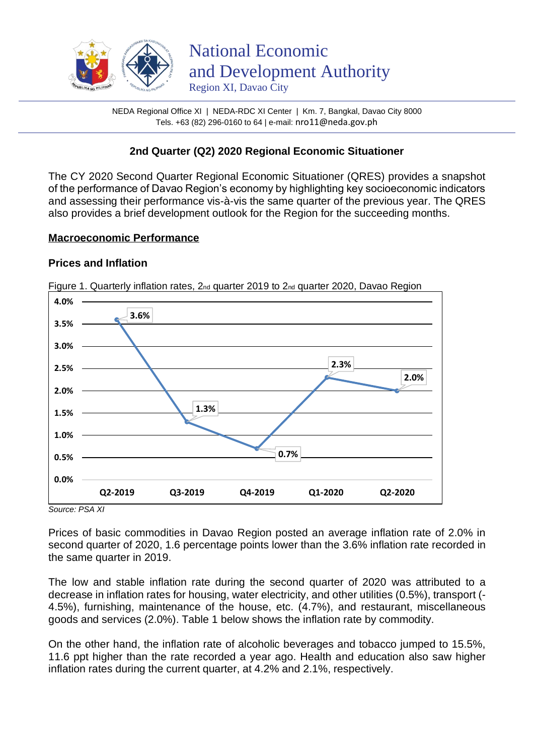# National Economic and Development Authority

Region XI, Davao City

NEDA Regional Office XI | NEDA-RDC XI Center | Km. 7, Bangkal, Davao City 8000
Tels. +63 (82) 296-0160 to 64 | e-mail: nro11@neda.gov.ph

## 2nd Quarter (Q2) 2020 Regional Economic Situationer

The CY 2020 Second Quarter Regional Economic Situationer (QRES) provides a snapshot of the performance of Davao Region's economy by highlighting key socioeconomic indicators and assessing their performance vis-à-vis the same quarter of the previous year. The QRES also provides a brief development outlook for the Region for the succeeding months.

### Macroeconomic Performance

#### Prices and Inflation

Figure 1. Quarterly inflation rates, 2nd quarter 2019 to 2nd quarter 2020, Davao Region

| Quarter | Inflation rate |
|---|---|
| Q2-2019 | 3.6% |
| Q3-2019 | 1.3% |
| Q4-2019 | 0.7% |
| Q1-2020 | 2.3% |
| Q2-2020 | 2.0% |

*Source: PSA XI*

Prices of basic commodities in Davao Region posted an average inflation rate of 2.0% in second quarter of 2020, 1.6 percentage points lower than the 3.6% inflation rate recorded in the same quarter in 2019.

The low and stable inflation rate during the second quarter of 2020 was attributed to a decrease in inflation rates for housing, water electricity, and other utilities (0.5%), transport (-4.5%), furnishing, maintenance of the house, etc. (4.7%), and restaurant, miscellaneous goods and services (2.0%). Table 1 below shows the inflation rate by commodity.

On the other hand, the inflation rate of alcoholic beverages and tobacco jumped to 15.5%, 11.6 ppt higher than the rate recorded a year ago. Health and education also saw higher inflation rates during the current quarter, at 4.2% and 2.1%, respectively.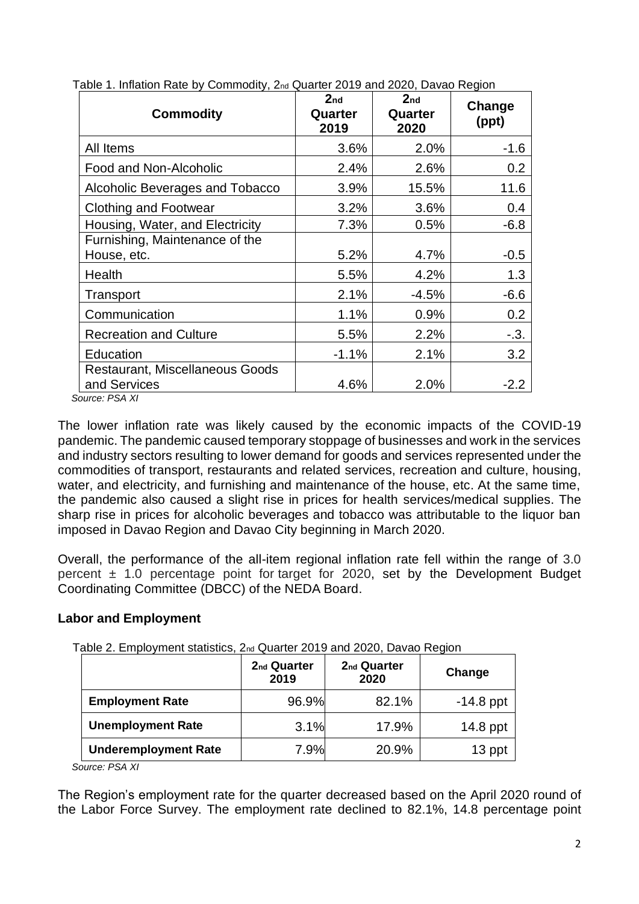Table 1. Inflation Rate by Commodity, 2nd Quarter 2019 and 2020, Davao Region

| Commodity | 2nd Quarter 2019 | 2nd Quarter 2020 | Change (ppt) |
|---|---|---|---|
| All Items | 3.6% | 2.0% | -1.6 |
| Food and Non-Alcoholic | 2.4% | 2.6% | 0.2 |
| Alcoholic Beverages and Tobacco | 3.9% | 15.5% | 11.6 |
| Clothing and Footwear | 3.2% | 3.6% | 0.4 |
| Housing, Water, and Electricity | 7.3% | 0.5% | -6.8 |
| Furnishing, Maintenance of the House, etc. | 5.2% | 4.7% | -0.5 |
| Health | 5.5% | 4.2% | 1.3 |
| Transport | 2.1% | -4.5% | -6.6 |
| Communication | 1.1% | 0.9% | 0.2 |
| Recreation and Culture | 5.5% | 2.2% | -.3. |
| Education | -1.1% | 2.1% | 3.2 |
| Restaurant, Miscellaneous Goods and Services | 4.6% | 2.0% | -2.2 |

*Source: PSA XI*

The lower inflation rate was likely caused by the economic impacts of the COVID-19 pandemic. The pandemic caused temporary stoppage of businesses and work in the services and industry sectors resulting to lower demand for goods and services represented under the commodities of transport, restaurants and related services, recreation and culture, housing, water, and electricity, and furnishing and maintenance of the house, etc. At the same time, the pandemic also caused a slight rise in prices for health services/medical supplies. The sharp rise in prices for alcoholic beverages and tobacco was attributable to the liquor ban imposed in Davao Region and Davao City beginning in March 2020.

Overall, the performance of the all-item regional inflation rate fell within the range of 3.0 percent ± 1.0 percentage point for target for 2020, set by the Development Budget Coordinating Committee (DBCC) of the NEDA Board.

## Labor and Employment

Table 2. Employment statistics, 2nd Quarter 2019 and 2020, Davao Region

| | 2nd Quarter 2019 | 2nd Quarter 2020 | Change |
|---|---|---|---|
| **Employment Rate** | 96.9% | 82.1% | -14.8 ppt |
| **Unemployment Rate** | 3.1% | 17.9% | 14.8 ppt |
| **Underemployment Rate** | 7.9% | 20.9% | 13 ppt |

*Source: PSA XI*

The Region's employment rate for the quarter decreased based on the April 2020 round of the Labor Force Survey. The employment rate declined to 82.1%, 14.8 percentage point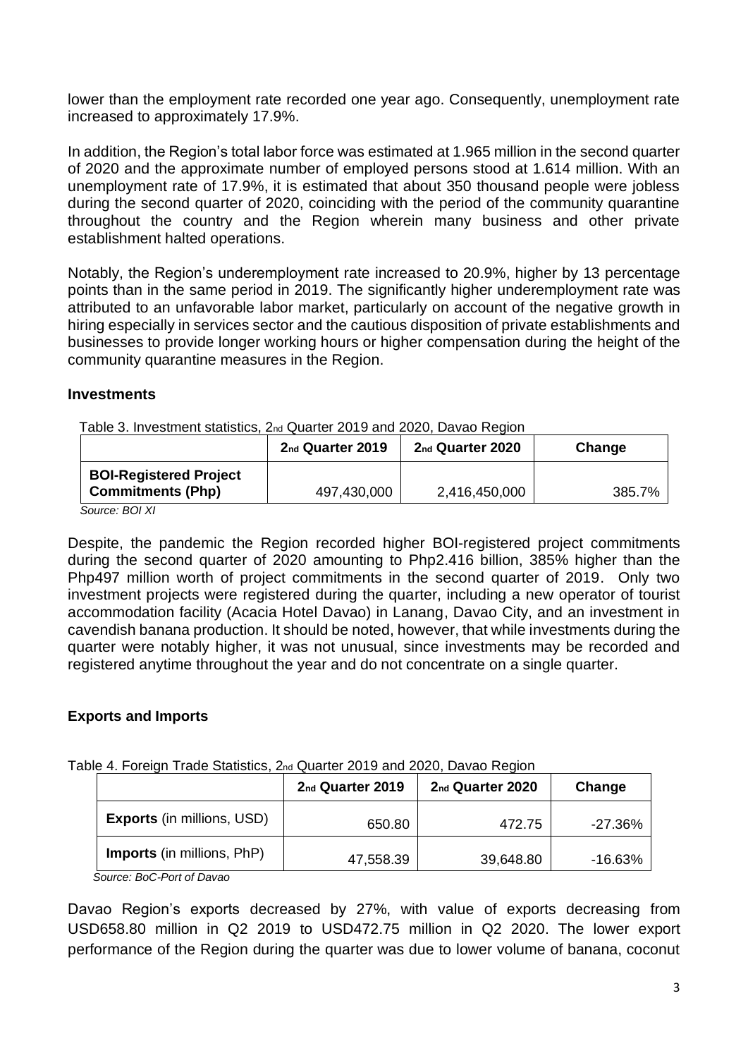lower than the employment rate recorded one year ago. Consequently, unemployment rate increased to approximately 17.9%.

In addition, the Region's total labor force was estimated at 1.965 million in the second quarter of 2020 and the approximate number of employed persons stood at 1.614 million. With an unemployment rate of 17.9%, it is estimated that about 350 thousand people were jobless during the second quarter of 2020, coinciding with the period of the community quarantine throughout the country and the Region wherein many business and other private establishment halted operations.

Notably, the Region's underemployment rate increased to 20.9%, higher by 13 percentage points than in the same period in 2019. The significantly higher underemployment rate was attributed to an unfavorable labor market, particularly on account of the negative growth in hiring especially in services sector and the cautious disposition of private establishments and businesses to provide longer working hours or higher compensation during the height of the community quarantine measures in the Region.

## Investments

Table 3. Investment statistics, 2nd Quarter 2019 and 2020, Davao Region

| | 2nd Quarter 2019 | 2nd Quarter 2020 | Change |
|---|---|---|---|
| **BOI-Registered Project Commitments (Php)** | 497,430,000 | 2,416,450,000 | 385.7% |

*Source: BOI XI*

Despite, the pandemic the Region recorded higher BOI-registered project commitments during the second quarter of 2020 amounting to Php2.416 billion, 385% higher than the Php497 million worth of project commitments in the second quarter of 2019. Only two investment projects were registered during the quarter, including a new operator of tourist accommodation facility (Acacia Hotel Davao) in Lanang, Davao City, and an investment in cavendish banana production. It should be noted, however, that while investments during the quarter were notably higher, it was not unusual, since investments may be recorded and registered anytime throughout the year and do not concentrate on a single quarter.

## Exports and Imports

Table 4. Foreign Trade Statistics, 2nd Quarter 2019 and 2020, Davao Region

| | 2nd Quarter 2019 | 2nd Quarter 2020 | Change |
|---|---|---|---|
| **Exports** (in millions, USD) | 650.80 | 472.75 | -27.36% |
| **Imports** (in millions, PhP) | 47,558.39 | 39,648.80 | -16.63% |

*Source: BoC-Port of Davao*

Davao Region's exports decreased by 27%, with value of exports decreasing from USD658.80 million in Q2 2019 to USD472.75 million in Q2 2020. The lower export performance of the Region during the quarter was due to lower volume of banana, coconut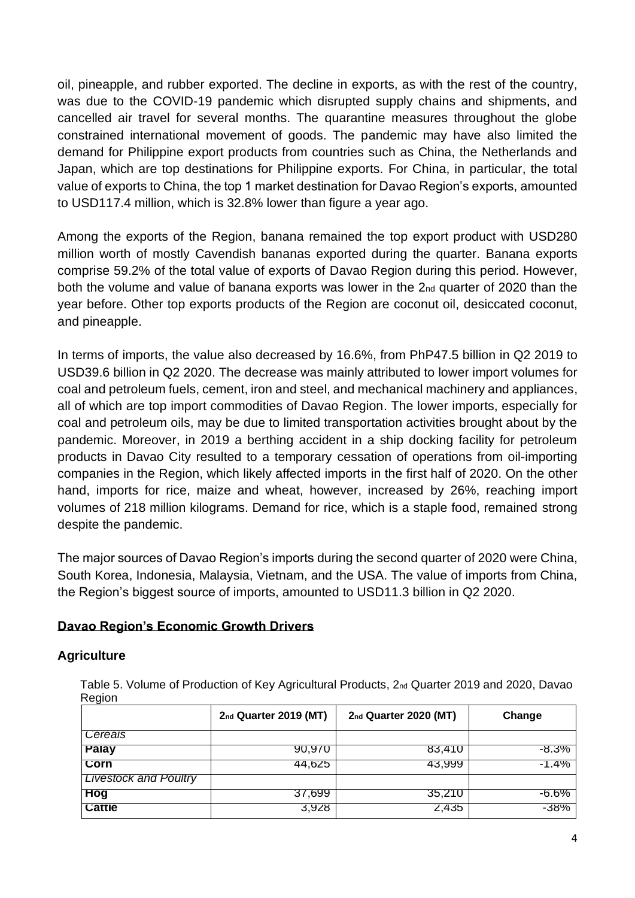oil, pineapple, and rubber exported. The decline in exports, as with the rest of the country, was due to the COVID-19 pandemic which disrupted supply chains and shipments, and cancelled air travel for several months. The quarantine measures throughout the globe constrained international movement of goods. The pandemic may have also limited the demand for Philippine export products from countries such as China, the Netherlands and Japan, which are top destinations for Philippine exports. For China, in particular, the total value of exports to China, the top 1 market destination for Davao Region's exports, amounted to USD117.4 million, which is 32.8% lower than figure a year ago.

Among the exports of the Region, banana remained the top export product with USD280 million worth of mostly Cavendish bananas exported during the quarter. Banana exports comprise 59.2% of the total value of exports of Davao Region during this period. However, both the volume and value of banana exports was lower in the 2nd quarter of 2020 than the year before. Other top exports products of the Region are coconut oil, desiccated coconut, and pineapple.

In terms of imports, the value also decreased by 16.6%, from PhP47.5 billion in Q2 2019 to USD39.6 billion in Q2 2020. The decrease was mainly attributed to lower import volumes for coal and petroleum fuels, cement, iron and steel, and mechanical machinery and appliances, all of which are top import commodities of Davao Region. The lower imports, especially for coal and petroleum oils, may be due to limited transportation activities brought about by the pandemic. Moreover, in 2019 a berthing accident in a ship docking facility for petroleum products in Davao City resulted to a temporary cessation of operations from oil-importing companies in the Region, which likely affected imports in the first half of 2020. On the other hand, imports for rice, maize and wheat, however, increased by 26%, reaching import volumes of 218 million kilograms. Demand for rice, which is a staple food, remained strong despite the pandemic.

The major sources of Davao Region's imports during the second quarter of 2020 were China, South Korea, Indonesia, Malaysia, Vietnam, and the USA. The value of imports from China, the Region's biggest source of imports, amounted to USD11.3 billion in Q2 2020.

## Davao Region's Economic Growth Drivers

### Agriculture

Table 5. Volume of Production of Key Agricultural Products, 2nd Quarter 2019 and 2020, Davao Region

| | 2nd Quarter 2019 (MT) | 2nd Quarter 2020 (MT) | Change |
|---|---|---|---|
| *Cereals* | | | |
| **Palay** | 90,970 | 83,410 | -8.3% |
| **Corn** | 44,625 | 43,999 | -1.4% |
| *Livestock and Poultry* | | | |
| **Hog** | 37,699 | 35,210 | -6.6% |
| **Cattle** | 3,928 | 2,435 | -38% |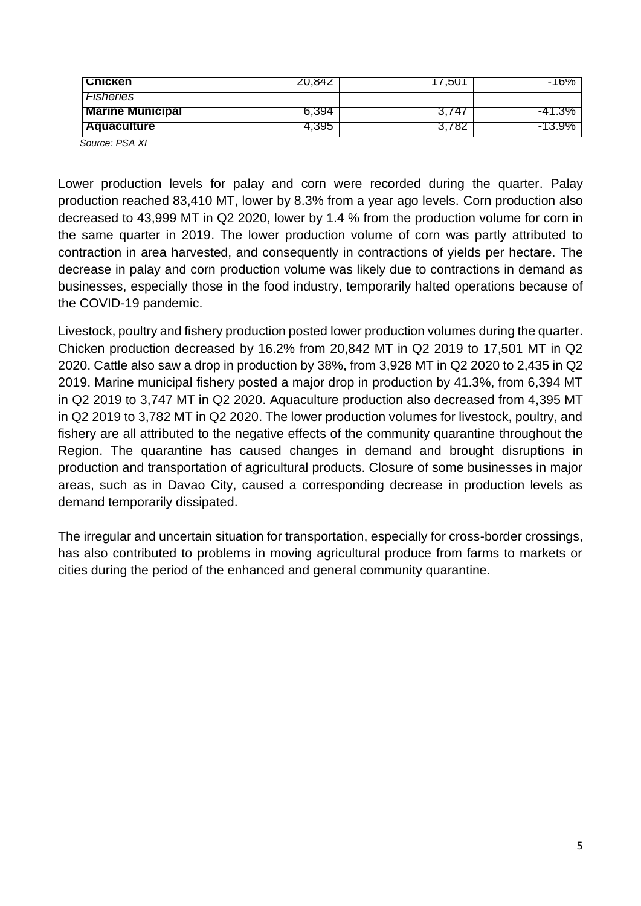| Chicken | 20,842 | 17,501 | -16% |
|---|---|---|---|
| *Fisheries* | | | |
| **Marine Municipal** | 6,394 | 3,747 | -41.3% |
| **Aquaculture** | 4,395 | 3,782 | -13.9% |

*Source: PSA XI*

Lower production levels for palay and corn were recorded during the quarter. Palay production reached 83,410 MT, lower by 8.3% from a year ago levels. Corn production also decreased to 43,999 MT in Q2 2020, lower by 1.4 % from the production volume for corn in the same quarter in 2019. The lower production volume of corn was partly attributed to contraction in area harvested, and consequently in contractions of yields per hectare. The decrease in palay and corn production volume was likely due to contractions in demand as businesses, especially those in the food industry, temporarily halted operations because of the COVID-19 pandemic.

Livestock, poultry and fishery production posted lower production volumes during the quarter. Chicken production decreased by 16.2% from 20,842 MT in Q2 2019 to 17,501 MT in Q2 2020. Cattle also saw a drop in production by 38%, from 3,928 MT in Q2 2020 to 2,435 in Q2 2019. Marine municipal fishery posted a major drop in production by 41.3%, from 6,394 MT in Q2 2019 to 3,747 MT in Q2 2020. Aquaculture production also decreased from 4,395 MT in Q2 2019 to 3,782 MT in Q2 2020. The lower production volumes for livestock, poultry, and fishery are all attributed to the negative effects of the community quarantine throughout the Region. The quarantine has caused changes in demand and brought disruptions in production and transportation of agricultural products. Closure of some businesses in major areas, such as in Davao City, caused a corresponding decrease in production levels as demand temporarily dissipated.

The irregular and uncertain situation for transportation, especially for cross-border crossings, has also contributed to problems in moving agricultural produce from farms to markets or cities during the period of the enhanced and general community quarantine.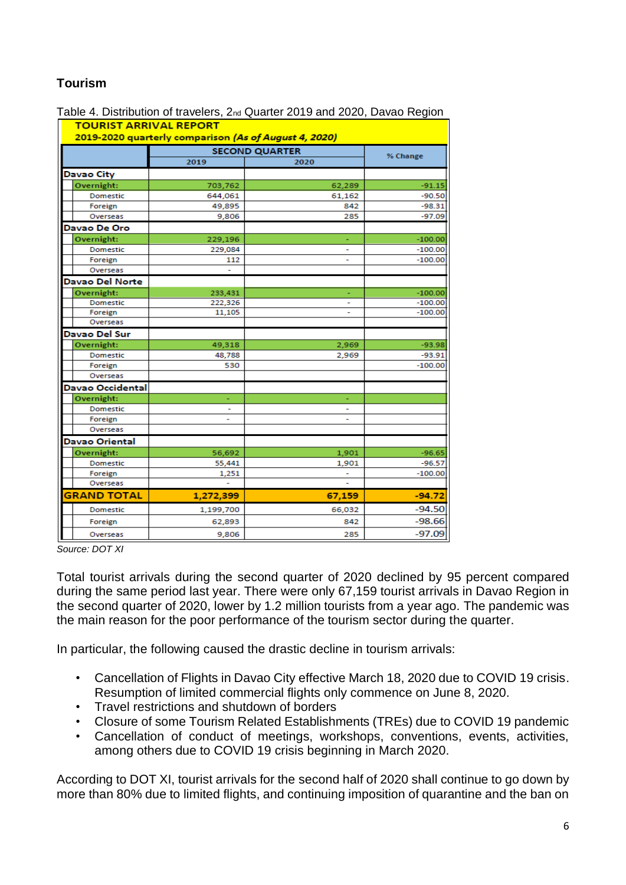## Tourism

Table 4. Distribution of travelers, 2nd Quarter 2019 and 2020, Davao Region

| TOURIST ARRIVAL REPORT 2019-2020 quarterly comparison *(As of August 4, 2020)* | | | |
|---|---|---|---|
| | SECOND QUARTER | | % Change |
| | 2019 | 2020 | |
| **Davao City** | | | |
| Overnight: | 703,762 | 62,289 | -91.15 |
| Domestic | 644,061 | 61,162 | -90.50 |
| Foreign | 49,895 | 842 | -98.31 |
| Overseas | 9,806 | 285 | -97.09 |
| **Davao De Oro** | | | |
| Overnight: | 229,196 | - | -100.00 |
| Domestic | 229,084 | - | -100.00 |
| Foreign | 112 | - | -100.00 |
| Overseas | - | | |
| **Davao Del Norte** | | | |
| Overnight: | 233,431 | - | -100.00 |
| Domestic | 222,326 | - | -100.00 |
| Foreign | 11,105 | - | -100.00 |
| Overseas | | | |
| **Davao Del Sur** | | | |
| Overnight: | 49,318 | 2,969 | -93.98 |
| Domestic | 48,788 | 2,969 | -93.91 |
| Foreign | 530 | | -100.00 |
| Overseas | | | |
| **Davao Occidental** | | | |
| Overnight: | - | - | |
| Domestic | - | - | |
| Foreign | - | - | |
| Overseas | | | |
| **Davao Oriental** | | | |
| Overnight: | 56,692 | 1,901 | -96.65 |
| Domestic | 55,441 | 1,901 | -96.57 |
| Foreign | 1,251 | - | -100.00 |
| Overseas | - | - | |
| **GRAND TOTAL** | **1,272,399** | **67,159** | **-94.72** |
| Domestic | 1,199,700 | 66,032 | -94.50 |
| Foreign | 62,893 | 842 | -98.66 |
| Overseas | 9,806 | 285 | -97.09 |

*Source: DOT XI*

Total tourist arrivals during the second quarter of 2020 declined by 95 percent compared during the same period last year. There were only 67,159 tourist arrivals in Davao Region in the second quarter of 2020, lower by 1.2 million tourists from a year ago. The pandemic was the main reason for the poor performance of the tourism sector during the quarter.

In particular, the following caused the drastic decline in tourism arrivals:

- Cancellation of Flights in Davao City effective March 18, 2020 due to COVID 19 crisis. Resumption of limited commercial flights only commence on June 8, 2020.
- Travel restrictions and shutdown of borders
- Closure of some Tourism Related Establishments (TREs) due to COVID 19 pandemic
- Cancellation of conduct of meetings, workshops, conventions, events, activities, among others due to COVID 19 crisis beginning in March 2020.

According to DOT XI, tourist arrivals for the second half of 2020 shall continue to go down by more than 80% due to limited flights, and continuing imposition of quarantine and the ban on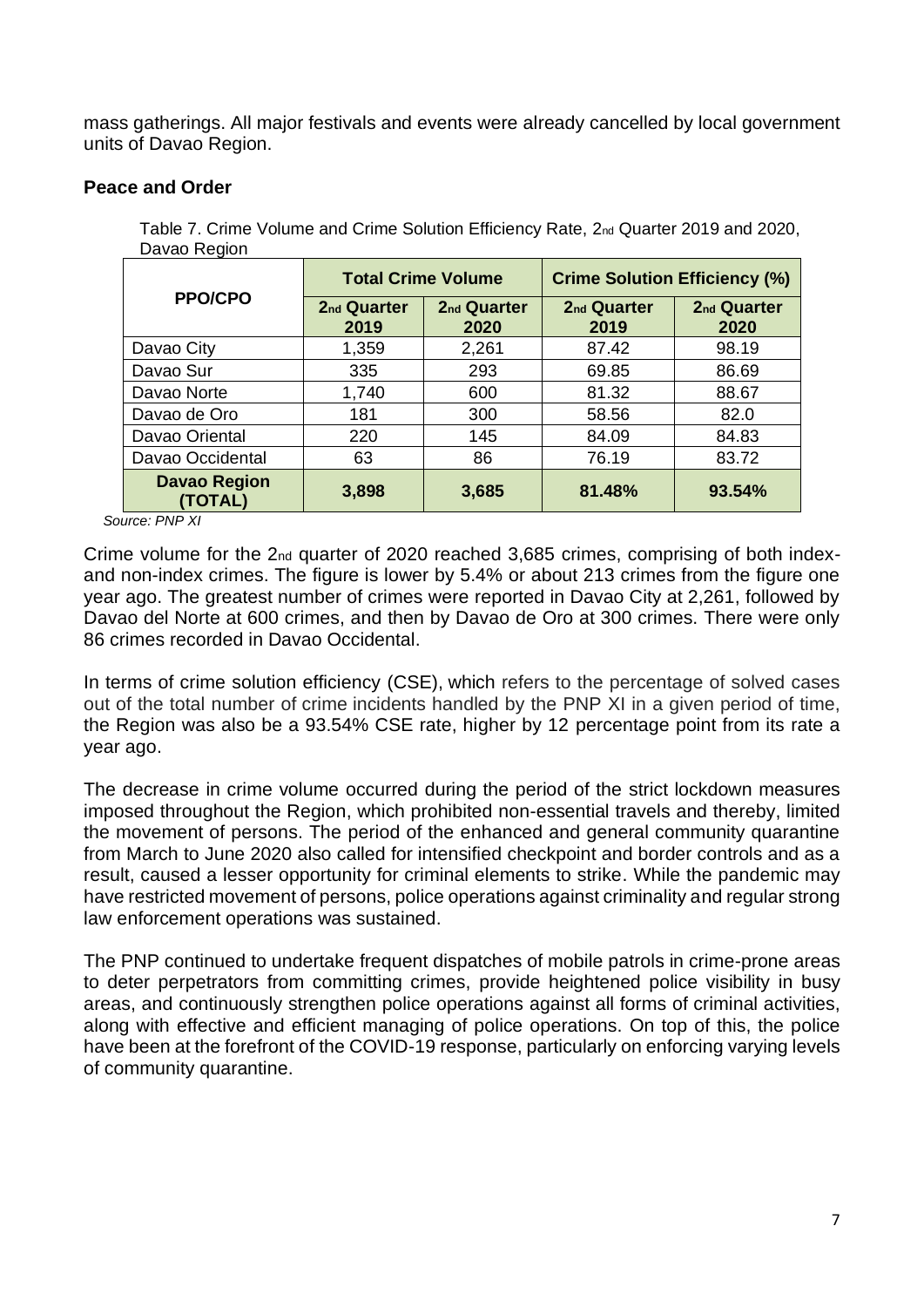mass gatherings. All major festivals and events were already cancelled by local government units of Davao Region.

### Peace and Order

Table 7. Crime Volume and Crime Solution Efficiency Rate, 2nd Quarter 2019 and 2020, Davao Region

| PPO/CPO | Total Crime Volume | | Crime Solution Efficiency (%) | |
|---|---|---|---|---|
| | 2nd Quarter 2019 | 2nd Quarter 2020 | 2nd Quarter 2019 | 2nd Quarter 2020 |
| Davao City | 1,359 | 2,261 | 87.42 | 98.19 |
| Davao Sur | 335 | 293 | 69.85 | 86.69 |
| Davao Norte | 1,740 | 600 | 81.32 | 88.67 |
| Davao de Oro | 181 | 300 | 58.56 | 82.0 |
| Davao Oriental | 220 | 145 | 84.09 | 84.83 |
| Davao Occidental | 63 | 86 | 76.19 | 83.72 |
| **Davao Region (TOTAL)** | **3,898** | **3,685** | **81.48%** | **93.54%** |

*Source: PNP XI*

Crime volume for the 2nd quarter of 2020 reached 3,685 crimes, comprising of both index- and non-index crimes. The figure is lower by 5.4% or about 213 crimes from the figure one year ago. The greatest number of crimes were reported in Davao City at 2,261, followed by Davao del Norte at 600 crimes, and then by Davao de Oro at 300 crimes. There were only 86 crimes recorded in Davao Occidental.

In terms of crime solution efficiency (CSE), which refers to the percentage of solved cases out of the total number of crime incidents handled by the PNP XI in a given period of time, the Region was also be a 93.54% CSE rate, higher by 12 percentage point from its rate a year ago.

The decrease in crime volume occurred during the period of the strict lockdown measures imposed throughout the Region, which prohibited non-essential travels and thereby, limited the movement of persons. The period of the enhanced and general community quarantine from March to June 2020 also called for intensified checkpoint and border controls and as a result, caused a lesser opportunity for criminal elements to strike. While the pandemic may have restricted movement of persons, police operations against criminality and regular strong law enforcement operations was sustained.

The PNP continued to undertake frequent dispatches of mobile patrols in crime-prone areas to deter perpetrators from committing crimes, provide heightened police visibility in busy areas, and continuously strengthen police operations against all forms of criminal activities, along with effective and efficient managing of police operations. On top of this, the police have been at the forefront of the COVID-19 response, particularly on enforcing varying levels of community quarantine.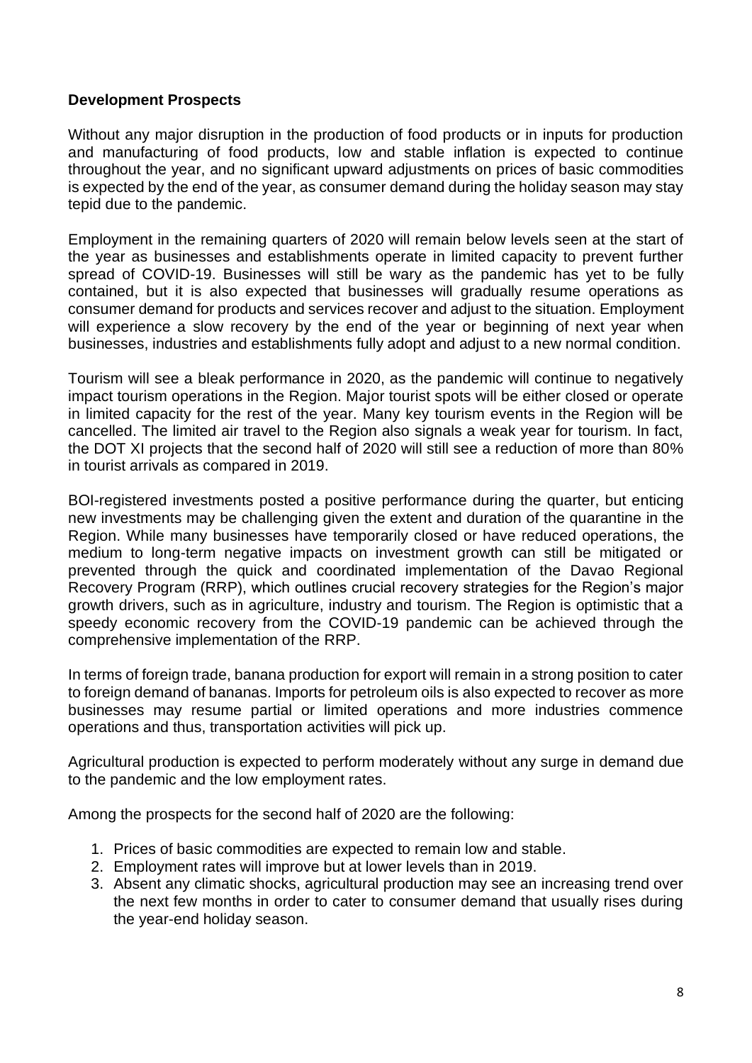**Development Prospects**

Without any major disruption in the production of food products or in inputs for production and manufacturing of food products, low and stable inflation is expected to continue throughout the year, and no significant upward adjustments on prices of basic commodities is expected by the end of the year, as consumer demand during the holiday season may stay tepid due to the pandemic.

Employment in the remaining quarters of 2020 will remain below levels seen at the start of the year as businesses and establishments operate in limited capacity to prevent further spread of COVID-19. Businesses will still be wary as the pandemic has yet to be fully contained, but it is also expected that businesses will gradually resume operations as consumer demand for products and services recover and adjust to the situation. Employment will experience a slow recovery by the end of the year or beginning of next year when businesses, industries and establishments fully adopt and adjust to a new normal condition.

Tourism will see a bleak performance in 2020, as the pandemic will continue to negatively impact tourism operations in the Region. Major tourist spots will be either closed or operate in limited capacity for the rest of the year. Many key tourism events in the Region will be cancelled. The limited air travel to the Region also signals a weak year for tourism. In fact, the DOT XI projects that the second half of 2020 will still see a reduction of more than 80% in tourist arrivals as compared in 2019.

BOI-registered investments posted a positive performance during the quarter, but enticing new investments may be challenging given the extent and duration of the quarantine in the Region. While many businesses have temporarily closed or have reduced operations, the medium to long-term negative impacts on investment growth can still be mitigated or prevented through the quick and coordinated implementation of the Davao Regional Recovery Program (RRP), which outlines crucial recovery strategies for the Region's major growth drivers, such as in agriculture, industry and tourism. The Region is optimistic that a speedy economic recovery from the COVID-19 pandemic can be achieved through the comprehensive implementation of the RRP.

In terms of foreign trade, banana production for export will remain in a strong position to cater to foreign demand of bananas. Imports for petroleum oils is also expected to recover as more businesses may resume partial or limited operations and more industries commence operations and thus, transportation activities will pick up.

Agricultural production is expected to perform moderately without any surge in demand due to the pandemic and the low employment rates.

Among the prospects for the second half of 2020 are the following:

1. Prices of basic commodities are expected to remain low and stable.
2. Employment rates will improve but at lower levels than in 2019.
3. Absent any climatic shocks, agricultural production may see an increasing trend over the next few months in order to cater to consumer demand that usually rises during the year-end holiday season.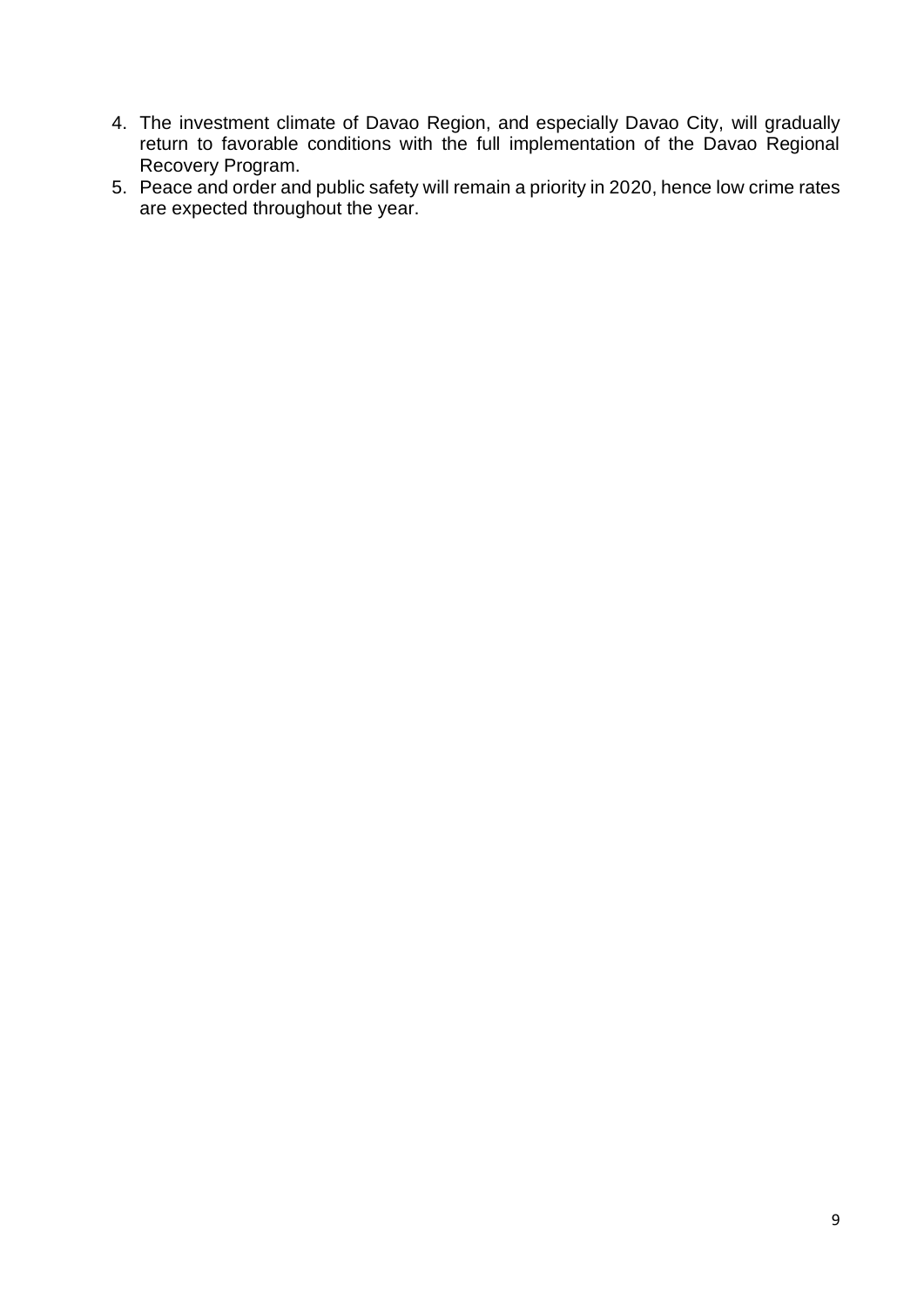4. The investment climate of Davao Region, and especially Davao City, will gradually return to favorable conditions with the full implementation of the Davao Regional Recovery Program.
5. Peace and order and public safety will remain a priority in 2020, hence low crime rates are expected throughout the year.